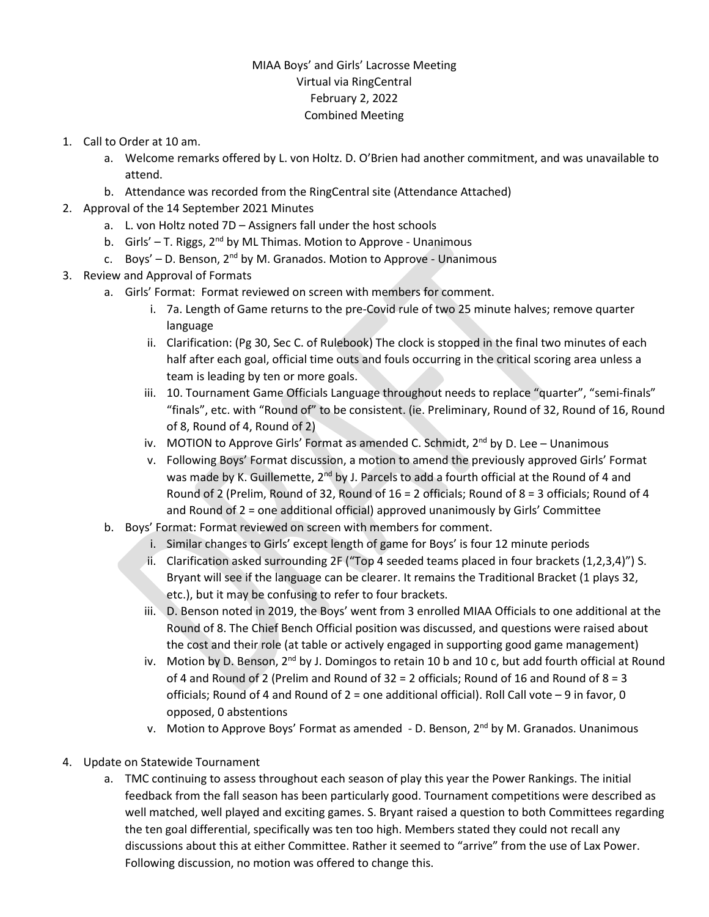MIAA Boys' and Girls' Lacrosse Meeting
Virtual via RingCentral
February 2, 2022
Combined Meeting

1. Call to Order at 10 am.
    a. Welcome remarks offered by L. von Holtz. D. O'Brien had another commitment, and was unavailable to attend.
    b. Attendance was recorded from the RingCentral site (Attendance Attached)
2. Approval of the 14 September 2021 Minutes
    a. L. von Holtz noted 7D – Assigners fall under the host schools
    b. Girls' – T. Riggs, 2nd by ML Thimas. Motion to Approve - Unanimous
    c. Boys' – D. Benson, 2nd by M. Granados. Motion to Approve - Unanimous
3. Review and Approval of Formats
    a. Girls' Format: Format reviewed on screen with members for comment.
        i. 7a. Length of Game returns to the pre-Covid rule of two 25 minute halves; remove quarter language
        ii. Clarification: (Pg 30, Sec C. of Rulebook) The clock is stopped in the final two minutes of each half after each goal, official time outs and fouls occurring in the critical scoring area unless a team is leading by ten or more goals.
        iii. 10. Tournament Game Officials Language throughout needs to replace "quarter", "semi-finals" "finals", etc. with "Round of" to be consistent. (ie. Preliminary, Round of 32, Round of 16, Round of 8, Round of 4, Round of 2)
        iv. MOTION to Approve Girls' Format as amended C. Schmidt, 2nd by D. Lee – Unanimous
        v. Following Boys' Format discussion, a motion to amend the previously approved Girls' Format was made by K. Guillemette, 2nd by J. Parcels to add a fourth official at the Round of 4 and Round of 2 (Prelim, Round of 32, Round of 16 = 2 officials; Round of 8 = 3 officials; Round of 4 and Round of 2 = one additional official) approved unanimously by Girls' Committee
    b. Boys' Format: Format reviewed on screen with members for comment.
        i. Similar changes to Girls' except length of game for Boys' is four 12 minute periods
        ii. Clarification asked surrounding 2F ("Top 4 seeded teams placed in four brackets (1,2,3,4)") S. Bryant will see if the language can be clearer. It remains the Traditional Bracket (1 plays 32, etc.), but it may be confusing to refer to four brackets.
        iii. D. Benson noted in 2019, the Boys' went from 3 enrolled MIAA Officials to one additional at the Round of 8. The Chief Bench Official position was discussed, and questions were raised about the cost and their role (at table or actively engaged in supporting good game management)
        iv. Motion by D. Benson, 2nd by J. Domingos to retain 10 b and 10 c, but add fourth official at Round of 4 and Round of 2 (Prelim and Round of 32 = 2 officials; Round of 16 and Round of 8 = 3 officials; Round of 4 and Round of 2 = one additional official). Roll Call vote – 9 in favor, 0 opposed, 0 abstentions
        v. Motion to Approve Boys' Format as amended - D. Benson, 2nd by M. Granados. Unanimous

4. Update on Statewide Tournament
    a. TMC continuing to assess throughout each season of play this year the Power Rankings. The initial feedback from the fall season has been particularly good. Tournament competitions were described as well matched, well played and exciting games. S. Bryant raised a question to both Committees regarding the ten goal differential, specifically was ten too high. Members stated they could not recall any discussions about this at either Committee. Rather it seemed to "arrive" from the use of Lax Power. Following discussion, no motion was offered to change this.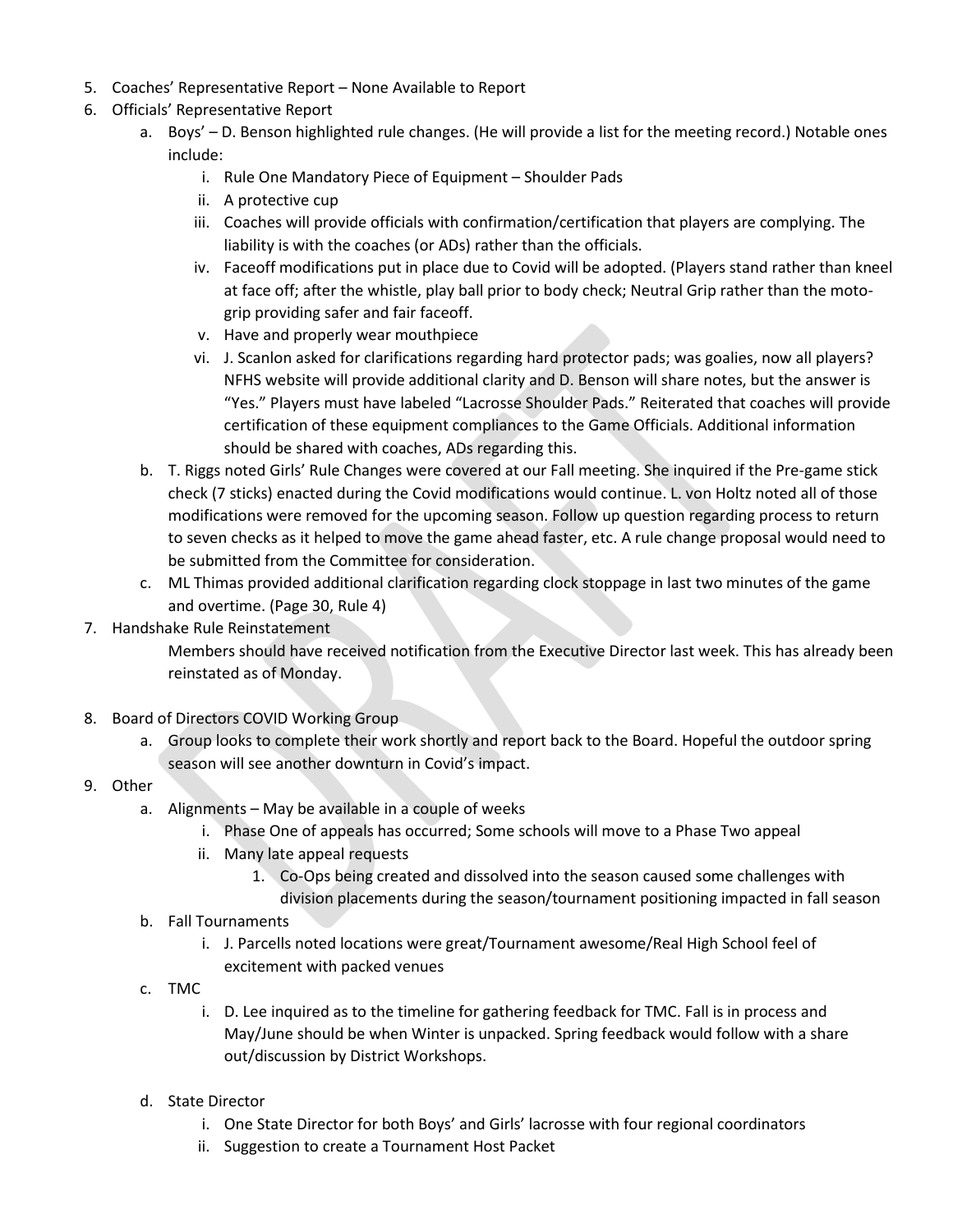5. Coaches' Representative Report – None Available to Report
6. Officials' Representative Report
    a. Boys' – D. Benson highlighted rule changes. (He will provide a list for the meeting record.) Notable ones include:
        i. Rule One Mandatory Piece of Equipment – Shoulder Pads
        ii. A protective cup
        iii. Coaches will provide officials with confirmation/certification that players are complying. The liability is with the coaches (or ADs) rather than the officials.
        iv. Faceoff modifications put in place due to Covid will be adopted. (Players stand rather than kneel at face off; after the whistle, play ball prior to body check; Neutral Grip rather than the moto-grip providing safer and fair faceoff.
        v. Have and properly wear mouthpiece
        vi. J. Scanlon asked for clarifications regarding hard protector pads; was goalies, now all players? NFHS website will provide additional clarity and D. Benson will share notes, but the answer is "Yes." Players must have labeled "Lacrosse Shoulder Pads." Reiterated that coaches will provide certification of these equipment compliances to the Game Officials. Additional information should be shared with coaches, ADs regarding this.
    b. T. Riggs noted Girls' Rule Changes were covered at our Fall meeting. She inquired if the Pre-game stick check (7 sticks) enacted during the Covid modifications would continue. L. von Holtz noted all of those modifications were removed for the upcoming season. Follow up question regarding process to return to seven checks as it helped to move the game ahead faster, etc. A rule change proposal would need to be submitted from the Committee for consideration.
    c. ML Thimas provided additional clarification regarding clock stoppage in last two minutes of the game and overtime. (Page 30, Rule 4)
7. Handshake Rule Reinstatement

    Members should have received notification from the Executive Director last week. This has already been reinstated as of Monday.

8. Board of Directors COVID Working Group
    a. Group looks to complete their work shortly and report back to the Board. Hopeful the outdoor spring season will see another downturn in Covid's impact.
9. Other
    a. Alignments – May be available in a couple of weeks
        i. Phase One of appeals has occurred; Some schools will move to a Phase Two appeal
        ii. Many late appeal requests
            1. Co-Ops being created and dissolved into the season caused some challenges with division placements during the season/tournament positioning impacted in fall season
    b. Fall Tournaments
        i. J. Parcells noted locations were great/Tournament awesome/Real High School feel of excitement with packed venues
    c. TMC
        i. D. Lee inquired as to the timeline for gathering feedback for TMC. Fall is in process and May/June should be when Winter is unpacked. Spring feedback would follow with a share out/discussion by District Workshops.

    d. State Director
        i. One State Director for both Boys' and Girls' lacrosse with four regional coordinators
        ii. Suggestion to create a Tournament Host Packet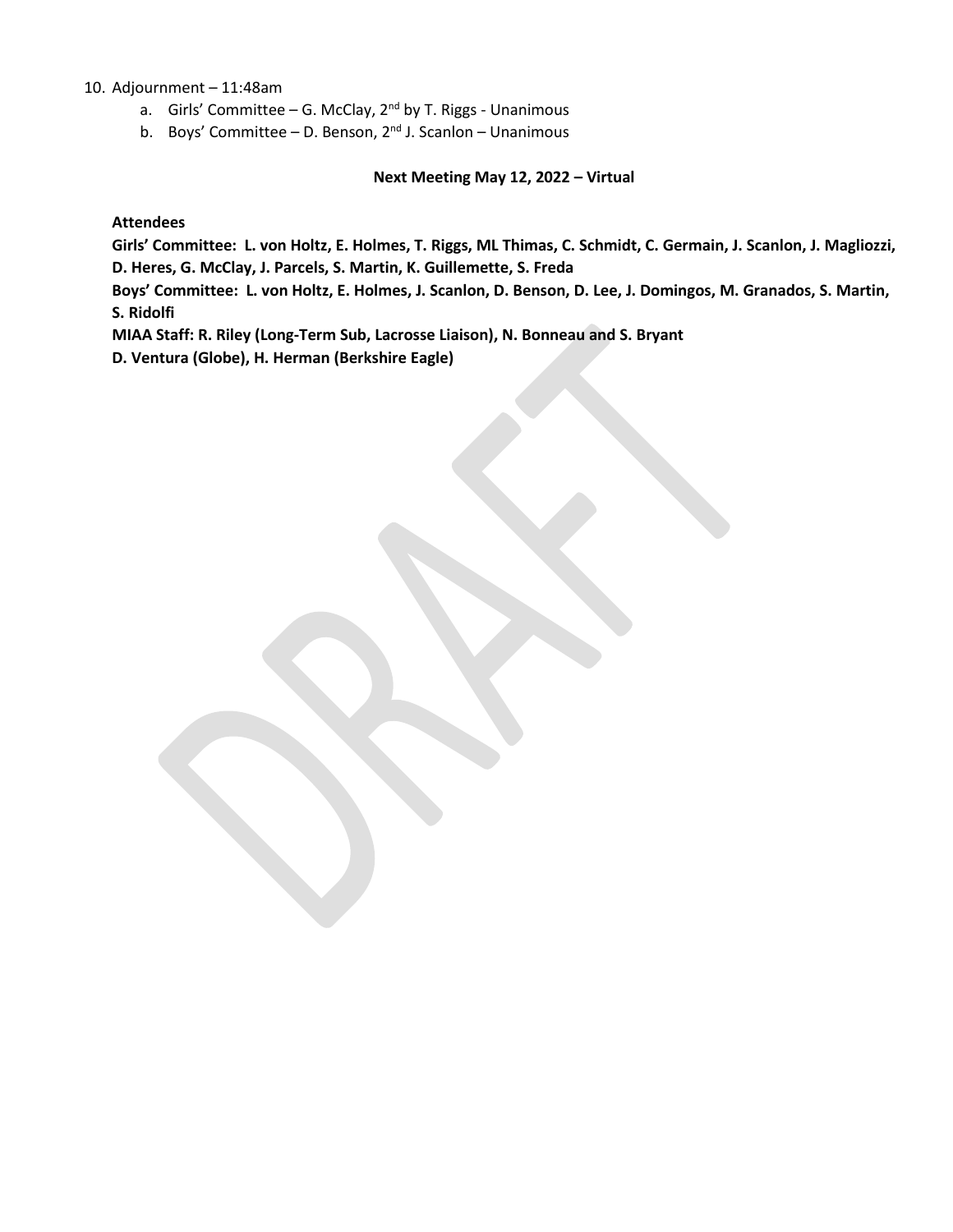10. Adjournment – 11:48am
    a. Girls' Committee – G. McClay, 2nd by T. Riggs - Unanimous
    b. Boys' Committee – D. Benson, 2nd J. Scanlon – Unanimous

**Next Meeting May 12, 2022 – Virtual**

**Attendees**

**Girls' Committee: L. von Holtz, E. Holmes, T. Riggs, ML Thimas, C. Schmidt, C. Germain, J. Scanlon, J. Magliozzi, D. Heres, G. McClay, J. Parcels, S. Martin, K. Guillemette, S. Freda**

**Boys' Committee: L. von Holtz, E. Holmes, J. Scanlon, D. Benson, D. Lee, J. Domingos, M. Granados, S. Martin, S. Ridolfi**

**MIAA Staff: R. Riley (Long-Term Sub, Lacrosse Liaison), N. Bonneau and S. Bryant**

**D. Ventura (Globe), H. Herman (Berkshire Eagle)**

DRAFT